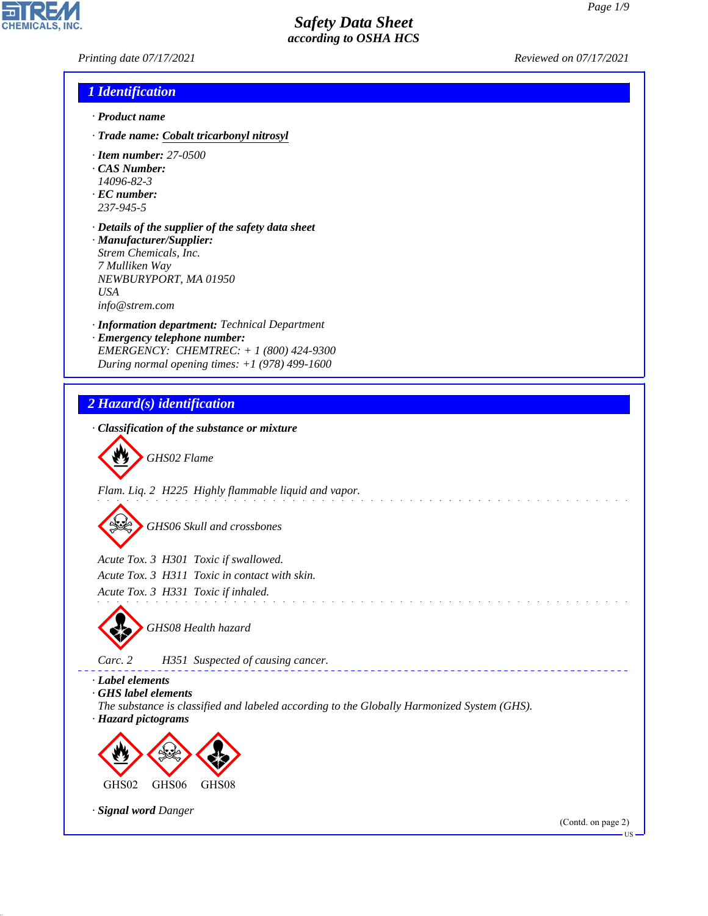# Safety Data Sheet
according to OSHA HCS

Printing date 07/17/2021 Reviewed on 07/17/2021

## 1 Identification

· **Product name**

· **Trade name:** Cobalt tricarbonyl nitrosyl

· **Item number:** 27-0500
· **CAS Number:**
14096-82-3
· **EC number:**
237-945-5

· **Details of the supplier of the safety data sheet**
· **Manufacturer/Supplier:**
Strem Chemicals, Inc.
7 Mulliken Way
NEWBURYPORT, MA 01950
USA
info@strem.com

· **Information department:** Technical Department
· **Emergency telephone number:**
EMERGENCY: CHEMTREC: + 1 (800) 424-9300
During normal opening times: +1 (978) 499-1600

## 2 Hazard(s) identification

· **Classification of the substance or mixture**

GHS02 Flame

Flam. Liq. 2 H225 Highly flammable liquid and vapor.

GHS06 Skull and crossbones

Acute Tox. 3 H301 Toxic if swallowed.
Acute Tox. 3 H311 Toxic in contact with skin.
Acute Tox. 3 H331 Toxic if inhaled.

GHS08 Health hazard

Carc. 2 H351 Suspected of causing cancer.

· **Label elements**
· **GHS label elements**
The substance is classified and labeled according to the Globally Harmonized System (GHS).
· **Hazard pictograms**

GHS02 GHS06 GHS08

· **Signal word** Danger

(Contd. on page 2)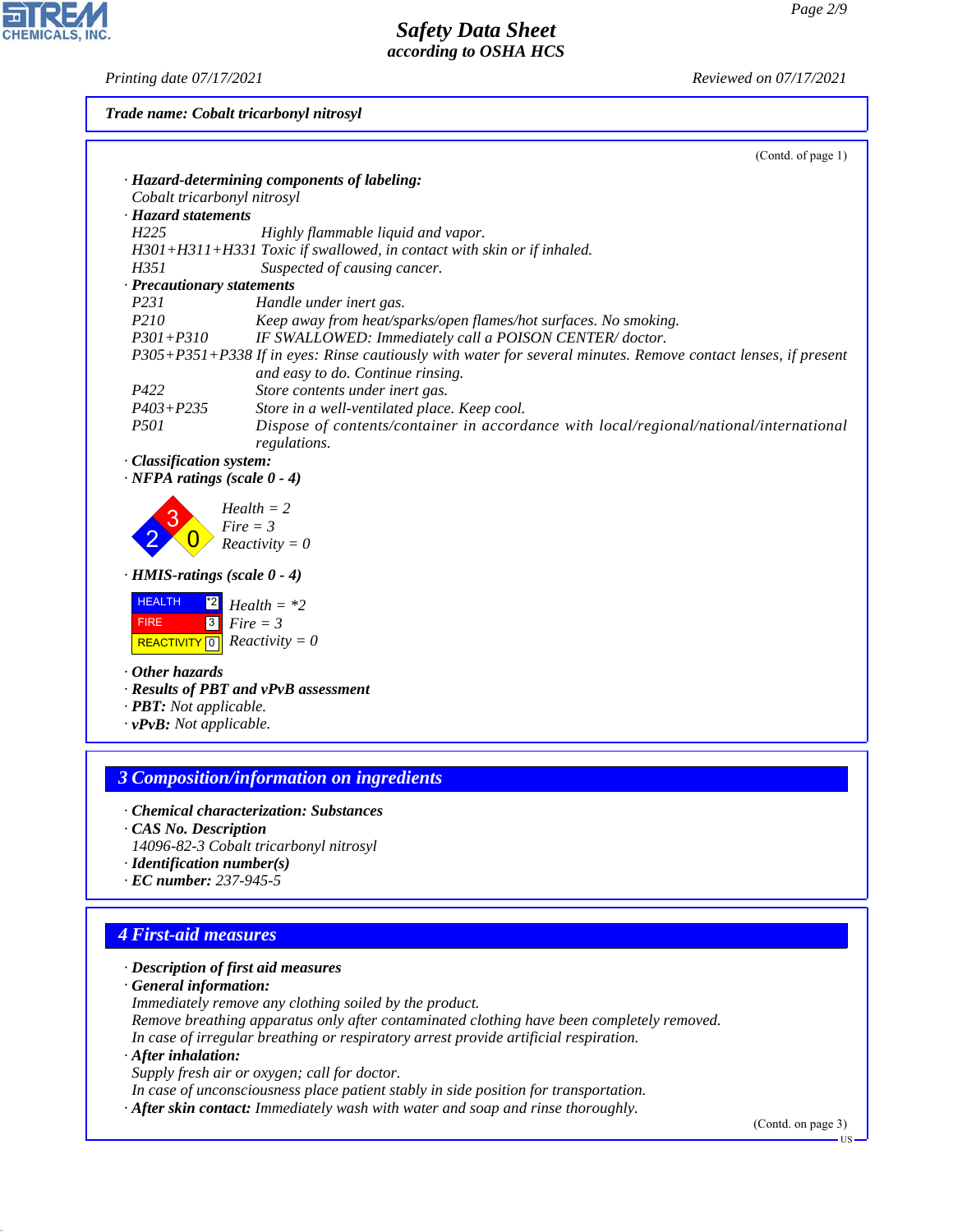**Trade name: Cobalt tricarbonyl nitrosyl**

(Contd. of page 1)

· **Hazard-determining components of labeling:**
Cobalt tricarbonyl nitrosyl

· **Hazard statements**
H225 Highly flammable liquid and vapor.
H301+H311+H331 Toxic if swallowed, in contact with skin or if inhaled.
H351 Suspected of causing cancer.

· **Precautionary statements**
P231 Handle under inert gas.
P210 Keep away from heat/sparks/open flames/hot surfaces. No smoking.
P301+P310 IF SWALLOWED: Immediately call a POISON CENTER/ doctor.
P305+P351+P338 If in eyes: Rinse cautiously with water for several minutes. Remove contact lenses, if present and easy to do. Continue rinsing.
P422 Store contents under inert gas.
P403+P235 Store in a well-ventilated place. Keep cool.
P501 Dispose of contents/container in accordance with local/regional/national/international regulations.

· **Classification system:**

· **NFPA ratings (scale 0 - 4)**

Health = 2
Fire = 3
Reactivity = 0

· **HMIS-ratings (scale 0 - 4)**

| | | |
|---|---|---|
| HEALTH | *2 | Health = *2 |
| FIRE | 3 | Fire = 3 |
| REACTIVITY | 0 | Reactivity = 0 |

· **Other hazards**
· **Results of PBT and vPvB assessment**
· **PBT:** Not applicable.
· **vPvB:** Not applicable.

## 3 Composition/information on ingredients

· **Chemical characterization: Substances**
· **CAS No. Description**
14096-82-3 Cobalt tricarbonyl nitrosyl
· **Identification number(s)**
· **EC number:** 237-945-5

## 4 First-aid measures

· **Description of first aid measures**
· **General information:**
Immediately remove any clothing soiled by the product.
Remove breathing apparatus only after contaminated clothing have been completely removed.
In case of irregular breathing or respiratory arrest provide artificial respiration.
· **After inhalation:**
Supply fresh air or oxygen; call for doctor.
In case of unconsciousness place patient stably in side position for transportation.
· **After skin contact:** Immediately wash with water and soap and rinse thoroughly.

(Contd. on page 3)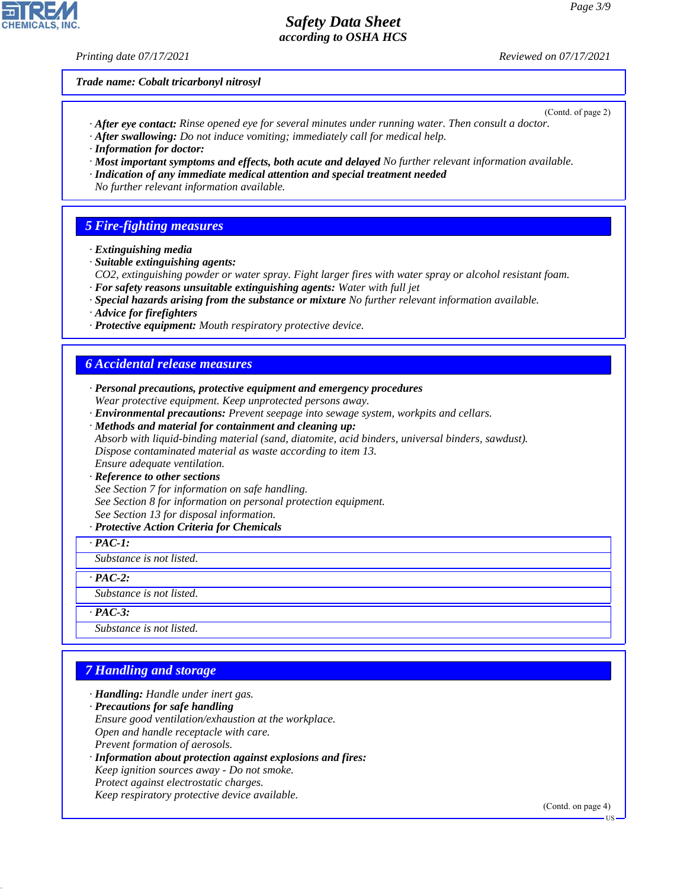Trade name: Cobalt tricarbonyl nitrosyl

(Contd. of page 2)

· **After eye contact:** Rinse opened eye for several minutes under running water. Then consult a doctor.
· **After swallowing:** Do not induce vomiting; immediately call for medical help.
· **Information for doctor:**
· **Most important symptoms and effects, both acute and delayed** No further relevant information available.
· **Indication of any immediate medical attention and special treatment needed**
No further relevant information available.

## 5 Fire-fighting measures

· **Extinguishing media**
· **Suitable extinguishing agents:**
$CO_2$, extinguishing powder or water spray. Fight larger fires with water spray or alcohol resistant foam.
· **For safety reasons unsuitable extinguishing agents:** Water with full jet
· **Special hazards arising from the substance or mixture** No further relevant information available.
· **Advice for firefighters**
· **Protective equipment:** Mouth respiratory protective device.

## 6 Accidental release measures

· **Personal precautions, protective equipment and emergency procedures**
Wear protective equipment. Keep unprotected persons away.
· **Environmental precautions:** Prevent seepage into sewage system, workpits and cellars.
· **Methods and material for containment and cleaning up:**
Absorb with liquid-binding material (sand, diatomite, acid binders, universal binders, sawdust).
Dispose contaminated material as waste according to item 13.
Ensure adequate ventilation.
· **Reference to other sections**
See Section 7 for information on safe handling.
See Section 8 for information on personal protection equipment.
See Section 13 for disposal information.
· **Protective Action Criteria for Chemicals**

· **PAC-1:**
Substance is not listed.

· **PAC-2:**
Substance is not listed.

· **PAC-3:**
Substance is not listed.

## 7 Handling and storage

· **Handling:** Handle under inert gas.
· **Precautions for safe handling**
Ensure good ventilation/exhaustion at the workplace.
Open and handle receptacle with care.
Prevent formation of aerosols.
· **Information about protection against explosions and fires:**
Keep ignition sources away - Do not smoke.
Protect against electrostatic charges.
Keep respiratory protective device available.

(Contd. on page 4)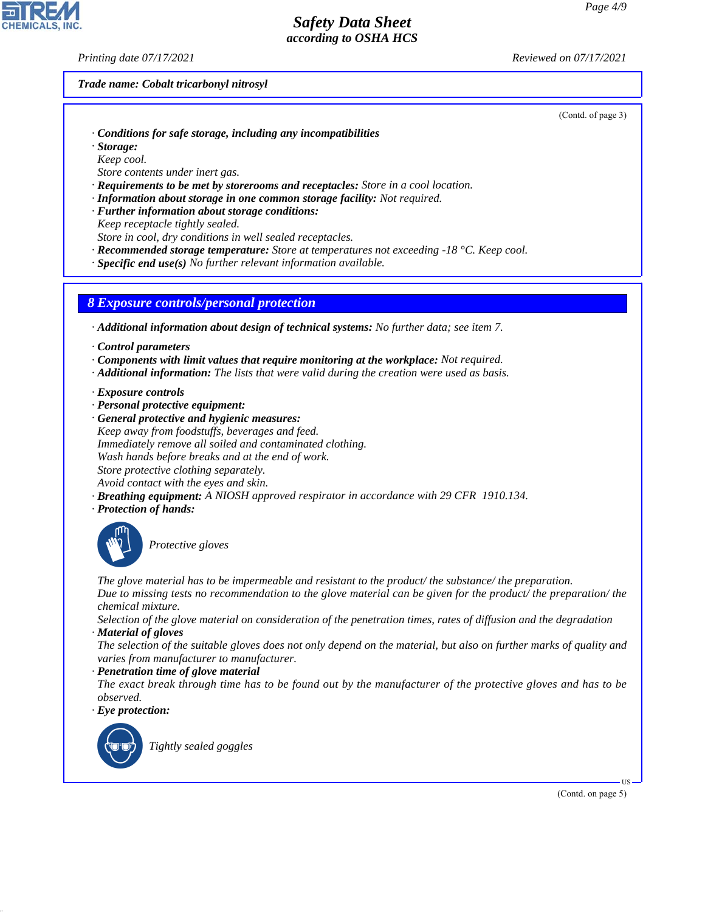*Trade name: Cobalt tricarbonyl nitrosyl*

(Contd. of page 3)

· **Conditions for safe storage, including any incompatibilities**
· **Storage:**
Keep cool.
Store contents under inert gas.
· **Requirements to be met by storerooms and receptacles:** Store in a cool location.
· **Information about storage in one common storage facility:** Not required.
· **Further information about storage conditions:**
Keep receptacle tightly sealed.
Store in cool, dry conditions in well sealed receptacles.
· **Recommended storage temperature:** Store at temperatures not exceeding -18 °C. Keep cool.
· **Specific end use(s)** No further relevant information available.

## 8 Exposure controls/personal protection

· **Additional information about design of technical systems:** No further data; see item 7.

· **Control parameters**
· **Components with limit values that require monitoring at the workplace:** Not required.
· **Additional information:** The lists that were valid during the creation were used as basis.

· **Exposure controls**
· **Personal protective equipment:**
· **General protective and hygienic measures:**
Keep away from foodstuffs, beverages and feed.
Immediately remove all soiled and contaminated clothing.
Wash hands before breaks and at the end of work.
Store protective clothing separately.
Avoid contact with the eyes and skin.
· **Breathing equipment:** A NIOSH approved respirator in accordance with 29 CFR 1910.134.
· **Protection of hands:**

Protective gloves

The glove material has to be impermeable and resistant to the product/ the substance/ the preparation.
Due to missing tests no recommendation to the glove material can be given for the product/ the preparation/ the chemical mixture.
Selection of the glove material on consideration of the penetration times, rates of diffusion and the degradation
· **Material of gloves**
The selection of the suitable gloves does not only depend on the material, but also on further marks of quality and varies from manufacturer to manufacturer.
· **Penetration time of glove material**
The exact break through time has to be found out by the manufacturer of the protective gloves and has to be observed.
· **Eye protection:**

Tightly sealed goggles

(Contd. on page 5)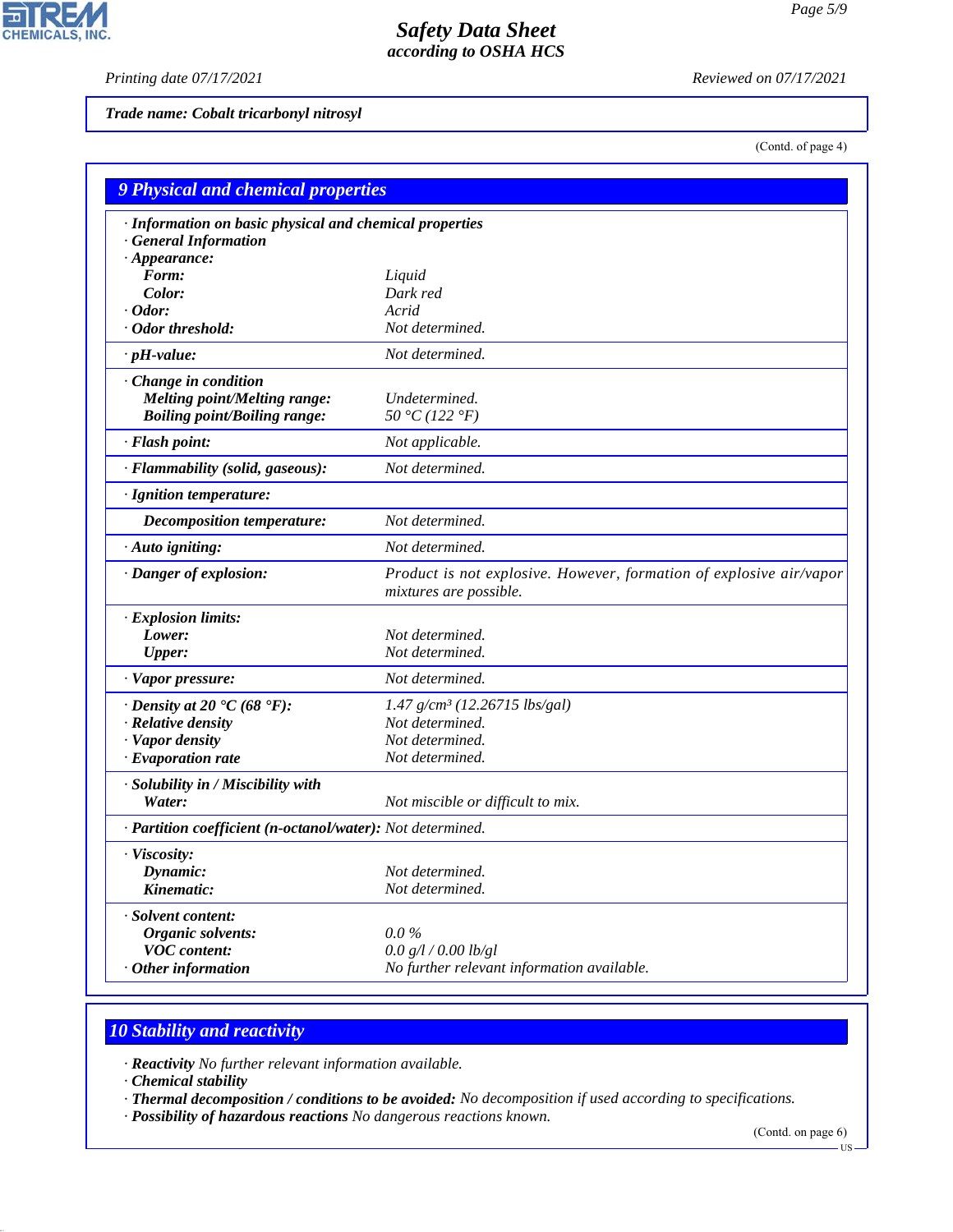Trade name: Cobalt tricarbonyl nitrosyl

(Contd. of page 4)

## 9 Physical and chemical properties

| | |
|---|---|
| **· Information on basic physical and chemical properties** | |
| **· General Information** | |
| **· Appearance:** | |
| **Form:** | Liquid |
| **Color:** | Dark red |
| **· Odor:** | Acrid |
| **· Odor threshold:** | Not determined. |
| **· pH-value:** | Not determined. |
| **· Change in condition** | |
| **Melting point/Melting range:** | Undetermined. |
| **Boiling point/Boiling range:** | 50 °C (122 °F) |
| **· Flash point:** | Not applicable. |
| **· Flammability (solid, gaseous):** | Not determined. |
| **· Ignition temperature:** | |
| **Decomposition temperature:** | Not determined. |
| **· Auto igniting:** | Not determined. |
| **· Danger of explosion:** | Product is not explosive. However, formation of explosive air/vapor mixtures are possible. |
| **· Explosion limits:** | |
| **Lower:** | Not determined. |
| **Upper:** | Not determined. |
| **· Vapor pressure:** | Not determined. |
| **· Density at 20 °C (68 °F):** | 1.47 g/cm³ (12.26715 lbs/gal) |
| **· Relative density** | Not determined. |
| **· Vapor density** | Not determined. |
| **· Evaporation rate** | Not determined. |
| **· Solubility in / Miscibility with** | |
| **Water:** | Not miscible or difficult to mix. |
| **· Partition coefficient (n-octanol/water):** | Not determined. |
| **· Viscosity:** | |
| **Dynamic:** | Not determined. |
| **Kinematic:** | Not determined. |
| **· Solvent content:** | |
| **Organic solvents:** | 0.0 % |
| **VOC content:** | 0.0 g/l / 0.00 lb/gl |
| **· Other information** | No further relevant information available. |

## 10 Stability and reactivity

· **Reactivity** No further relevant information available.
· **Chemical stability**
· **Thermal decomposition / conditions to be avoided:** No decomposition if used according to specifications.
· **Possibility of hazardous reactions** No dangerous reactions known.

(Contd. on page 6)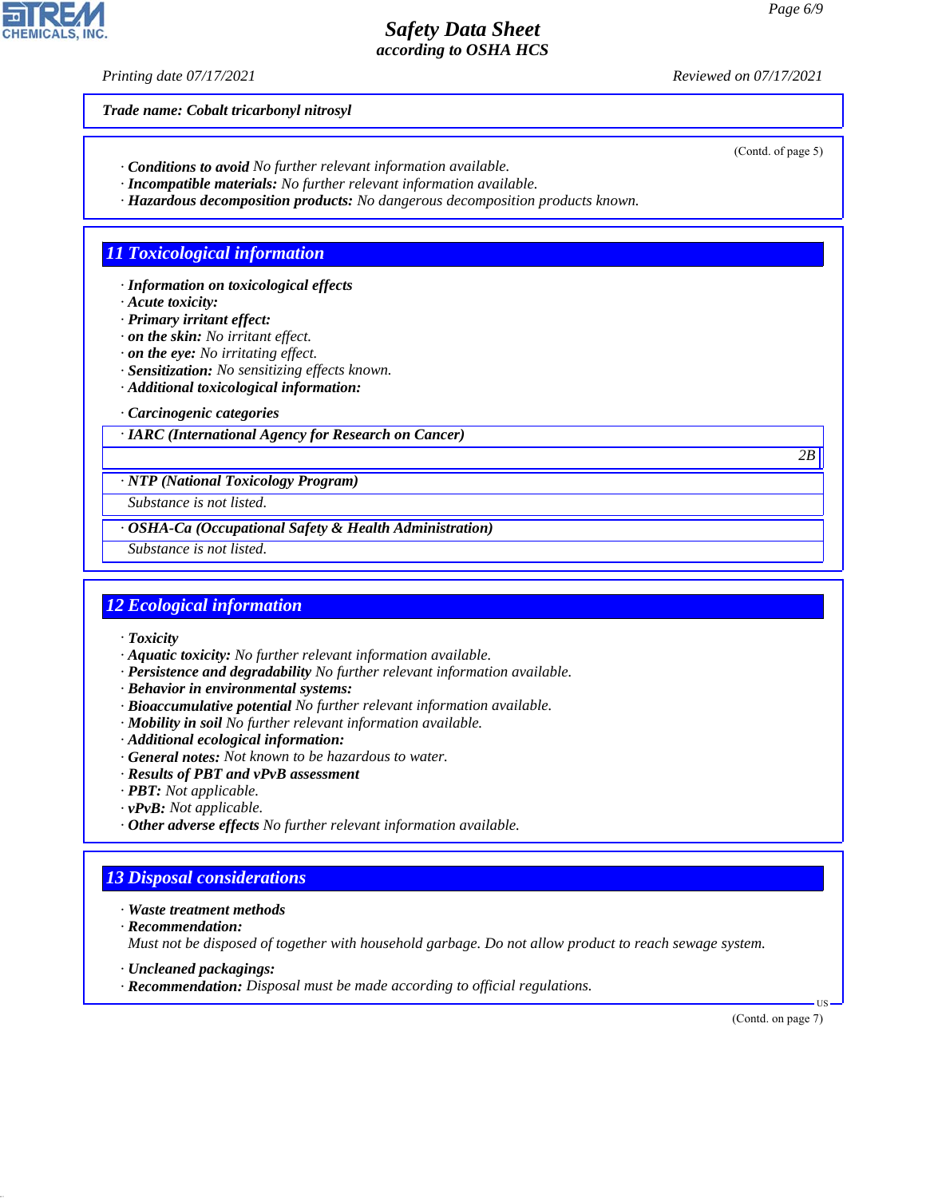Trade name: Cobalt tricarbonyl nitrosyl

(Contd. of page 5)

· **Conditions to avoid** No further relevant information available.
· **Incompatible materials:** No further relevant information available.
· **Hazardous decomposition products:** No dangerous decomposition products known.

## 11 Toxicological information

· **Information on toxicological effects**
· **Acute toxicity:**
· **Primary irritant effect:**
· **on the skin:** No irritant effect.
· **on the eye:** No irritating effect.
· **Sensitization:** No sensitizing effects known.
· **Additional toxicological information:**

· **Carcinogenic categories**

| · IARC (International Agency for Research on Cancer) |
|---|
| 2B |

| · NTP (National Toxicology Program) |
|---|
| Substance is not listed. |

| · OSHA-Ca (Occupational Safety & Health Administration) |
|---|
| Substance is not listed. |

## 12 Ecological information

· **Toxicity**
· **Aquatic toxicity:** No further relevant information available.
· **Persistence and degradability** No further relevant information available.
· **Behavior in environmental systems:**
· **Bioaccumulative potential** No further relevant information available.
· **Mobility in soil** No further relevant information available.
· **Additional ecological information:**
· **General notes:** Not known to be hazardous to water.
· **Results of PBT and vPvB assessment**
· **PBT:** Not applicable.
· **vPvB:** Not applicable.
· **Other adverse effects** No further relevant information available.

## 13 Disposal considerations

· **Waste treatment methods**
· **Recommendation:**
Must not be disposed of together with household garbage. Do not allow product to reach sewage system.

· **Uncleaned packagings:**
· **Recommendation:** Disposal must be made according to official regulations.

(Contd. on page 7)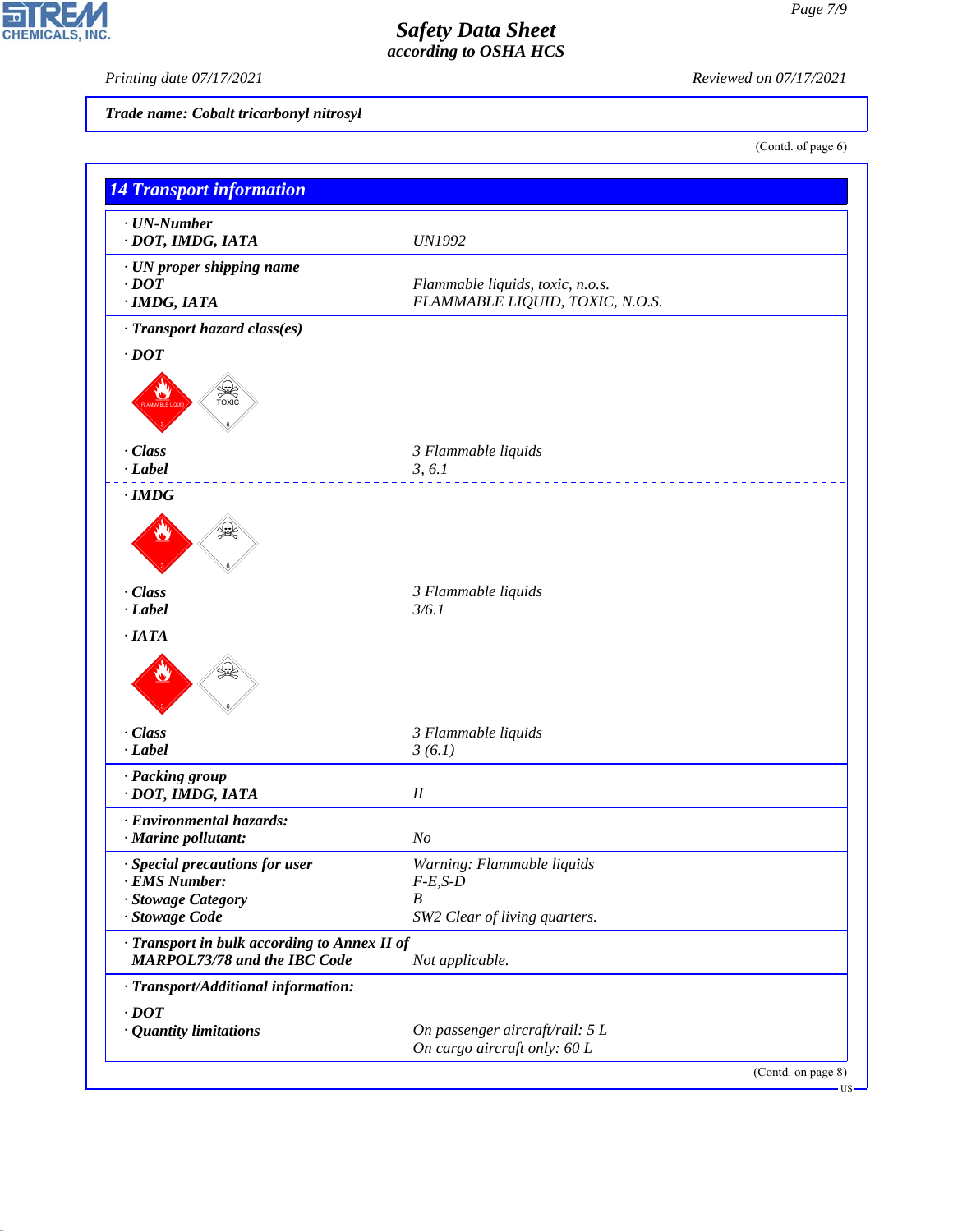Trade name: Cobalt tricarbonyl nitrosyl

(Contd. of page 6)

## 14 Transport information

· **UN-Number**
· **DOT, IMDG, IATA** UN1992

· **UN proper shipping name**
· **DOT** Flammable liquids, toxic, n.o.s.
· **IMDG, IATA** FLAMMABLE LIQUID, TOXIC, N.O.S.

· **Transport hazard class(es)**

· **DOT**

· **Class** 3 Flammable liquids
· **Label** 3, 6.1

· **IMDG**

· **Class** 3 Flammable liquids
· **Label** 3/6.1

· **IATA**

· **Class** 3 Flammable liquids
· **Label** 3 (6.1)

· **Packing group**
· **DOT, IMDG, IATA** II

· **Environmental hazards:**
· **Marine pollutant:** No

· **Special precautions for user** Warning: Flammable liquids
· **EMS Number:** F-E,S-D
· **Stowage Category** B
· **Stowage Code** SW2 Clear of living quarters.

· **Transport in bulk according to Annex II of MARPOL73/78 and the IBC Code** Not applicable.

· **Transport/Additional information:**

· **DOT**
· **Quantity limitations** On passenger aircraft/rail: 5 L
On cargo aircraft only: 60 L

(Contd. on page 8)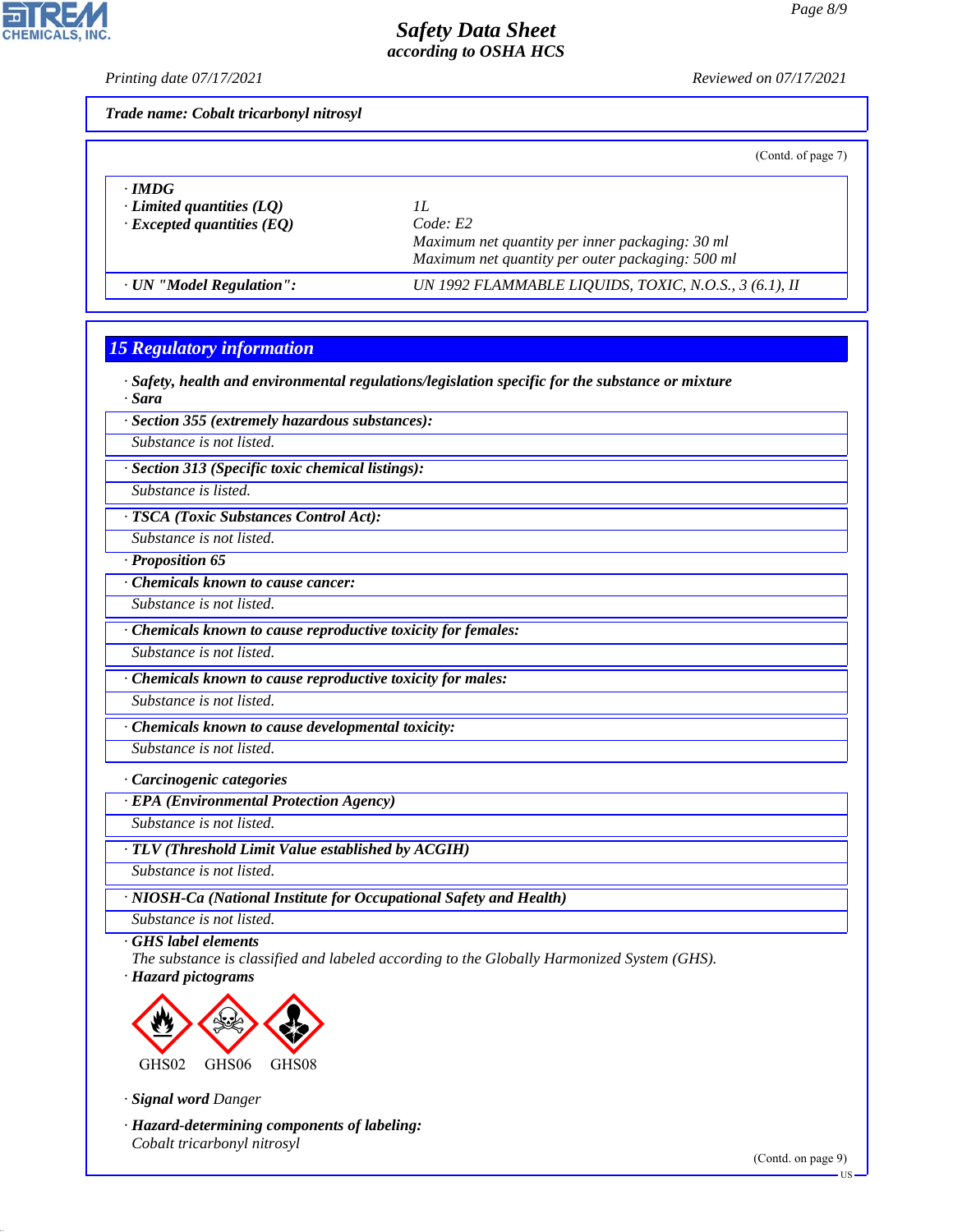**Trade name: Cobalt tricarbonyl nitrosyl**

(Contd. of page 7)

| | |
|---|---|
| · **IMDG** | |
| · **Limited quantities (LQ)** | 1L |
| · **Excepted quantities (EQ)** | Code: E2<br>Maximum net quantity per inner packaging: 30 ml<br>Maximum net quantity per outer packaging: 500 ml |
| · **UN "Model Regulation":** | UN 1992 FLAMMABLE LIQUIDS, TOXIC, N.O.S., 3 (6.1), II |

## 15 Regulatory information

· **Safety, health and environmental regulations/legislation specific for the substance or mixture**

· **Sara**

· **Section 355 (extremely hazardous substances):**
Substance is not listed.

· **Section 313 (Specific toxic chemical listings):**
Substance is listed.

· **TSCA (Toxic Substances Control Act):**
Substance is not listed.

· **Proposition 65**

· **Chemicals known to cause cancer:**
Substance is not listed.

· **Chemicals known to cause reproductive toxicity for females:**
Substance is not listed.

· **Chemicals known to cause reproductive toxicity for males:**
Substance is not listed.

· **Chemicals known to cause developmental toxicity:**
Substance is not listed.

· **Carcinogenic categories**

· **EPA (Environmental Protection Agency)**
Substance is not listed.

· **TLV (Threshold Limit Value established by ACGIH)**
Substance is not listed.

· **NIOSH-Ca (National Institute for Occupational Safety and Health)**
Substance is not listed.

· **GHS label elements**
The substance is classified and labeled according to the Globally Harmonized System (GHS).

· **Hazard pictograms**

GHS02 GHS06 GHS08

· **Signal word** Danger

· **Hazard-determining components of labeling:**
Cobalt tricarbonyl nitrosyl

(Contd. on page 9)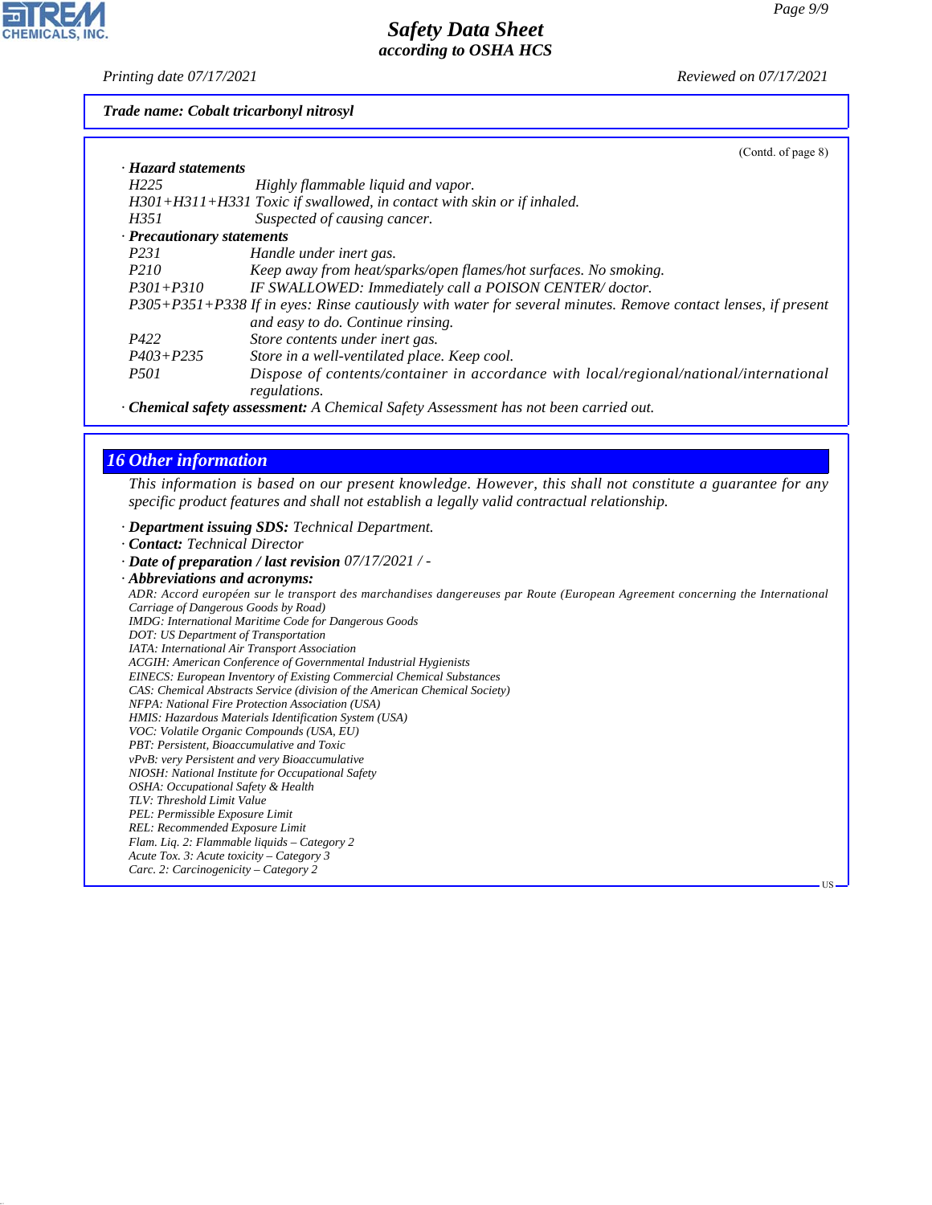**Trade name: Cobalt tricarbonyl nitrosyl**

(Contd. of page 8)

· **Hazard statements**

H225 Highly flammable liquid and vapor.
H301+H311+H331 Toxic if swallowed, in contact with skin or if inhaled.
H351 Suspected of causing cancer.

· **Precautionary statements**

P231 Handle under inert gas.
P210 Keep away from heat/sparks/open flames/hot surfaces. No smoking.
P301+P310 IF SWALLOWED: Immediately call a POISON CENTER/ doctor.
P305+P351+P338 If in eyes: Rinse cautiously with water for several minutes. Remove contact lenses, if present and easy to do. Continue rinsing.
P422 Store contents under inert gas.
P403+P235 Store in a well-ventilated place. Keep cool.
P501 Dispose of contents/container in accordance with local/regional/national/international regulations.

· **Chemical safety assessment:** A Chemical Safety Assessment has not been carried out.

## 16 Other information

*This information is based on our present knowledge. However, this shall not constitute a guarantee for any specific product features and shall not establish a legally valid contractual relationship.*

· **Department issuing SDS:** Technical Department.
· **Contact:** Technical Director
· **Date of preparation / last revision** 07/17/2021 / -
· **Abbreviations and acronyms:**

ADR: Accord européen sur le transport des marchandises dangereuses par Route (European Agreement concerning the International Carriage of Dangerous Goods by Road)
IMDG: International Maritime Code for Dangerous Goods
DOT: US Department of Transportation
IATA: International Air Transport Association
ACGIH: American Conference of Governmental Industrial Hygienists
EINECS: European Inventory of Existing Commercial Chemical Substances
CAS: Chemical Abstracts Service (division of the American Chemical Society)
NFPA: National Fire Protection Association (USA)
HMIS: Hazardous Materials Identification System (USA)
VOC: Volatile Organic Compounds (USA, EU)
PBT: Persistent, Bioaccumulative and Toxic
vPvB: very Persistent and very Bioaccumulative
NIOSH: National Institute for Occupational Safety
OSHA: Occupational Safety & Health
TLV: Threshold Limit Value
PEL: Permissible Exposure Limit
REL: Recommended Exposure Limit
Flam. Liq. 2: Flammable liquids – Category 2
Acute Tox. 3: Acute toxicity – Category 3
Carc. 2: Carcinogenicity – Category 2